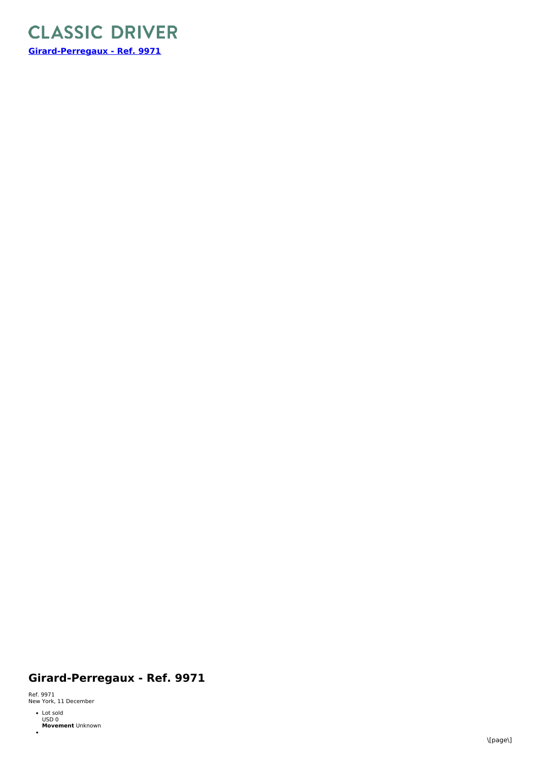# CLASSIC DRIVER

**[Girard-Perregaux - Ref. 9971]**

## Girard-Perregaux - Ref. 9971

Ref. 9971
New York, 11 December

- Lot sold
  USD 0
  **Movement** Unknown
-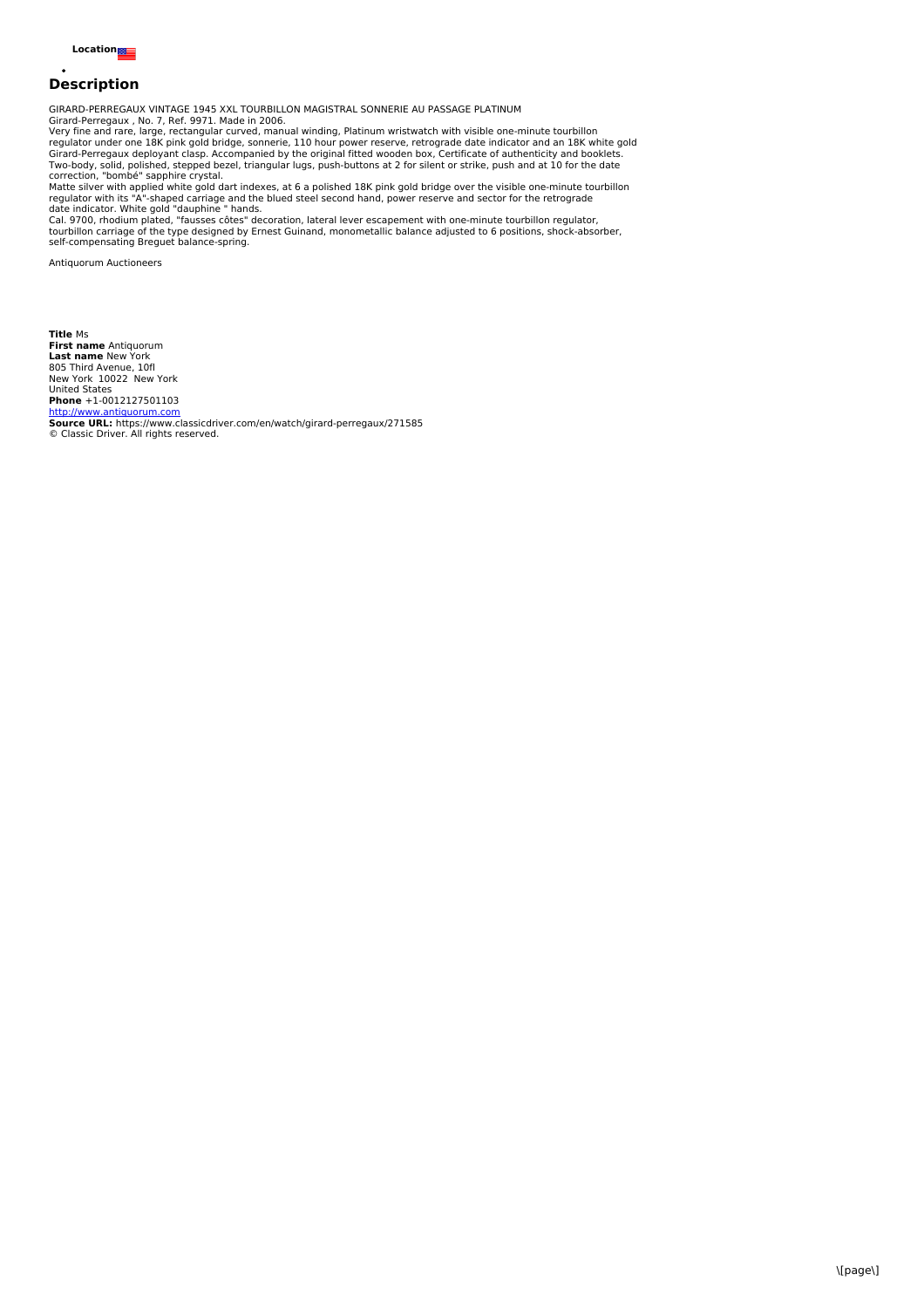**Location**

- 

## Description

GIRARD-PERREGAUX VINTAGE 1945 XXL TOURBILLON MAGISTRAL SONNERIE AU PASSAGE PLATINUM
Girard-Perregaux , No. 7, Ref. 9971. Made in 2006.
Very fine and rare, large, rectangular curved, manual winding, Platinum wristwatch with visible one-minute tourbillon regulator under one 18K pink gold bridge, sonnerie, 110 hour power reserve, retrograde date indicator and an 18K white gold Girard-Perregaux deployant clasp. Accompanied by the original fitted wooden box, Certificate of authenticity and booklets.
Two-body, solid, polished, stepped bezel, triangular lugs, push-buttons at 2 for silent or strike, push and at 10 for the date correction, "bombé" sapphire crystal.
Matte silver with applied white gold dart indexes, at 6 a polished 18K pink gold bridge over the visible one-minute tourbillon regulator with its "A"-shaped carriage and the blued steel second hand, power reserve and sector for the retrograde date indicator. White gold "dauphine " hands.
Cal. 9700, rhodium plated, "fausses côtes" decoration, lateral lever escapement with one-minute tourbillon regulator, tourbillon carriage of the type designed by Ernest Guinand, monometallic balance adjusted to 6 positions, shock-absorber, self-compensating Breguet balance-spring.

Antiquorum Auctioneers

**Title** Ms
**First name** Antiquorum
**Last name** New York
805 Third Avenue, 10fl
New York 10022 New York
United States
**Phone** +1-0012127501103
http://www.antiquorum.com
**Source URL:** https://www.classicdriver.com/en/watch/girard-perregaux/271585
© Classic Driver. All rights reserved.